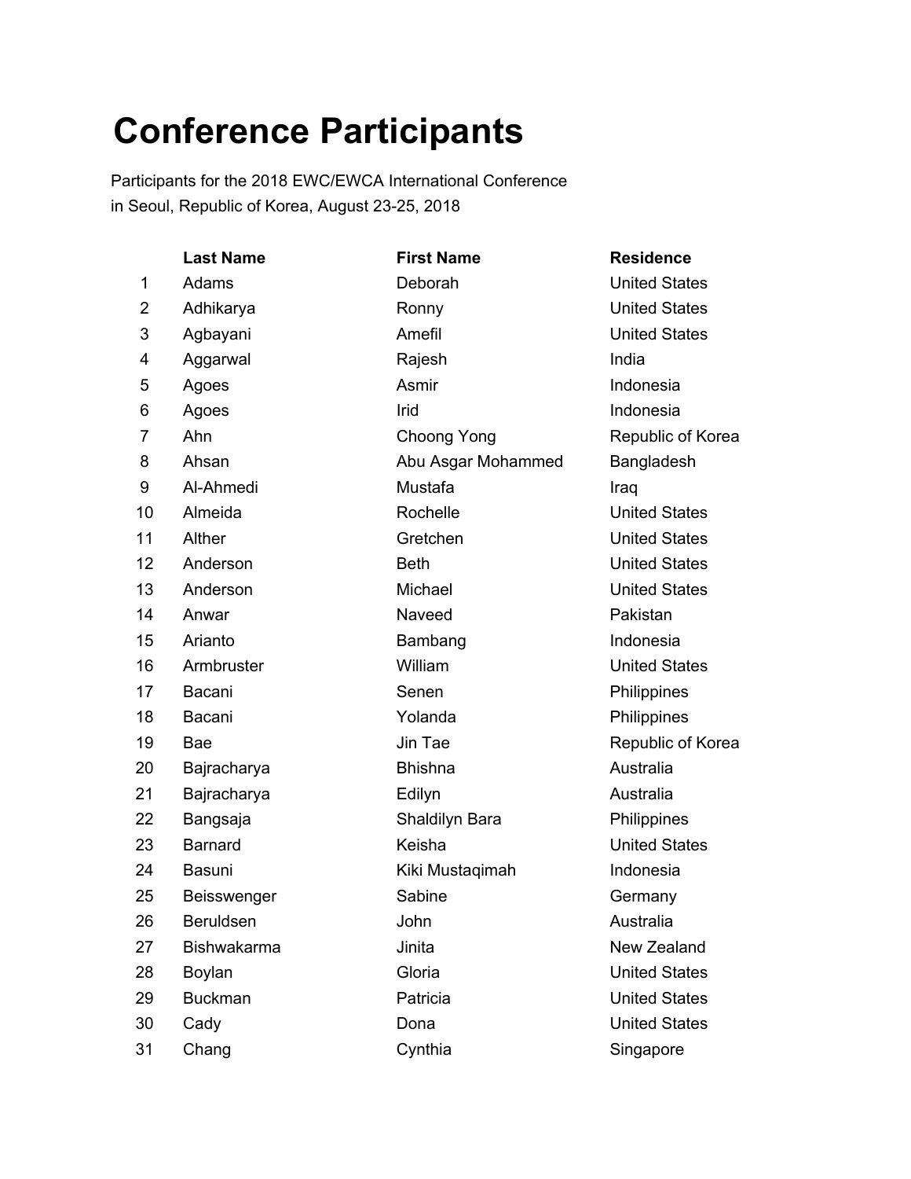# Conference Participants

Participants for the 2018 EWC/EWCA International Conference
in Seoul, Republic of Korea, August 23-25, 2018

| | Last Name | First Name | Residence |
|---|---|---|---|
| 1 | Adams | Deborah | United States |
| 2 | Adhikarya | Ronny | United States |
| 3 | Agbayani | Amefil | United States |
| 4 | Aggarwal | Rajesh | India |
| 5 | Agoes | Asmir | Indonesia |
| 6 | Agoes | Irid | Indonesia |
| 7 | Ahn | Choong Yong | Republic of Korea |
| 8 | Ahsan | Abu Asgar Mohammed | Bangladesh |
| 9 | Al-Ahmedi | Mustafa | Iraq |
| 10 | Almeida | Rochelle | United States |
| 11 | Alther | Gretchen | United States |
| 12 | Anderson | Beth | United States |
| 13 | Anderson | Michael | United States |
| 14 | Anwar | Naveed | Pakistan |
| 15 | Arianto | Bambang | Indonesia |
| 16 | Armbruster | William | United States |
| 17 | Bacani | Senen | Philippines |
| 18 | Bacani | Yolanda | Philippines |
| 19 | Bae | Jin Tae | Republic of Korea |
| 20 | Bajracharya | Bhishna | Australia |
| 21 | Bajracharya | Edilyn | Australia |
| 22 | Bangsaja | Shaldilyn Bara | Philippines |
| 23 | Barnard | Keisha | United States |
| 24 | Basuni | Kiki Mustaqimah | Indonesia |
| 25 | Beisswenger | Sabine | Germany |
| 26 | Beruldsen | John | Australia |
| 27 | Bishwakarma | Jinita | New Zealand |
| 28 | Boylan | Gloria | United States |
| 29 | Buckman | Patricia | United States |
| 30 | Cady | Dona | United States |
| 31 | Chang | Cynthia | Singapore |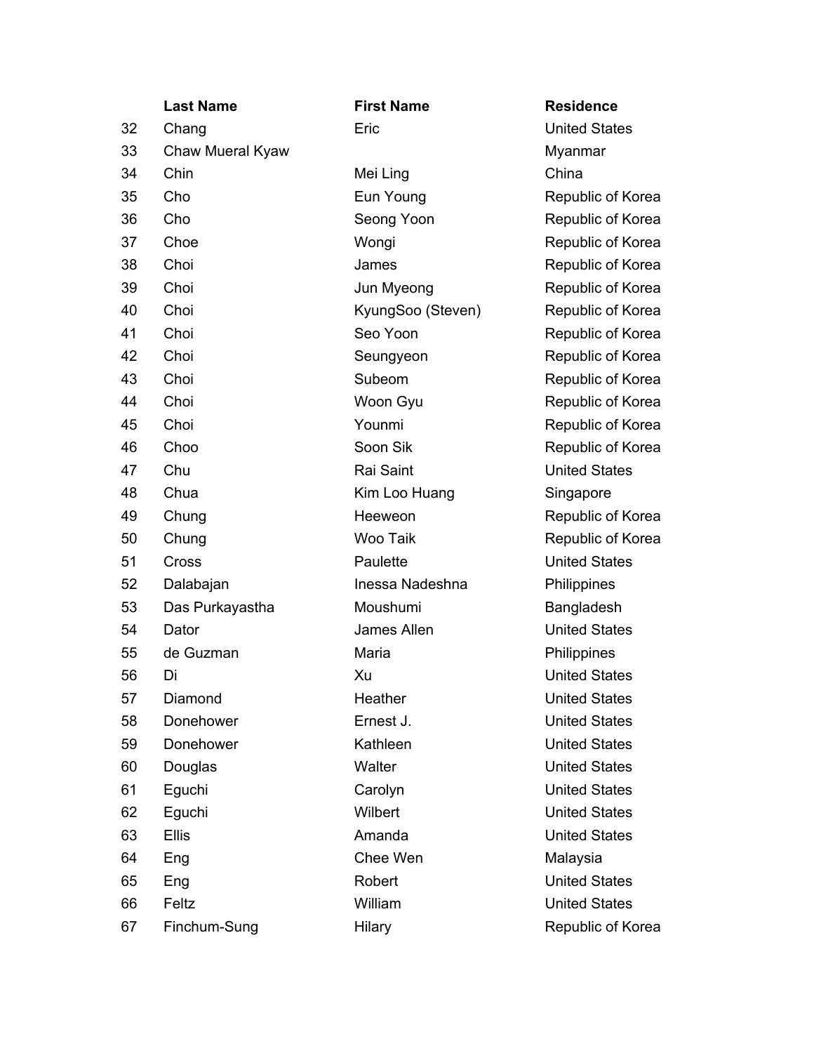| | Last Name | First Name | Residence |
|---|---|---|---|
| 32 | Chang | Eric | United States |
| 33 | Chaw Mueral Kyaw | | Myanmar |
| 34 | Chin | Mei Ling | China |
| 35 | Cho | Eun Young | Republic of Korea |
| 36 | Cho | Seong Yoon | Republic of Korea |
| 37 | Choe | Wongi | Republic of Korea |
| 38 | Choi | James | Republic of Korea |
| 39 | Choi | Jun Myeong | Republic of Korea |
| 40 | Choi | KyungSoo (Steven) | Republic of Korea |
| 41 | Choi | Seo Yoon | Republic of Korea |
| 42 | Choi | Seungyeon | Republic of Korea |
| 43 | Choi | Subeom | Republic of Korea |
| 44 | Choi | Woon Gyu | Republic of Korea |
| 45 | Choi | Younmi | Republic of Korea |
| 46 | Choo | Soon Sik | Republic of Korea |
| 47 | Chu | Rai Saint | United States |
| 48 | Chua | Kim Loo Huang | Singapore |
| 49 | Chung | Heeweon | Republic of Korea |
| 50 | Chung | Woo Taik | Republic of Korea |
| 51 | Cross | Paulette | United States |
| 52 | Dalabajan | Inessa Nadeshna | Philippines |
| 53 | Das Purkayastha | Moushumi | Bangladesh |
| 54 | Dator | James Allen | United States |
| 55 | de Guzman | Maria | Philippines |
| 56 | Di | Xu | United States |
| 57 | Diamond | Heather | United States |
| 58 | Donehower | Ernest J. | United States |
| 59 | Donehower | Kathleen | United States |
| 60 | Douglas | Walter | United States |
| 61 | Eguchi | Carolyn | United States |
| 62 | Eguchi | Wilbert | United States |
| 63 | Ellis | Amanda | United States |
| 64 | Eng | Chee Wen | Malaysia |
| 65 | Eng | Robert | United States |
| 66 | Feltz | William | United States |
| 67 | Finchum-Sung | Hilary | Republic of Korea |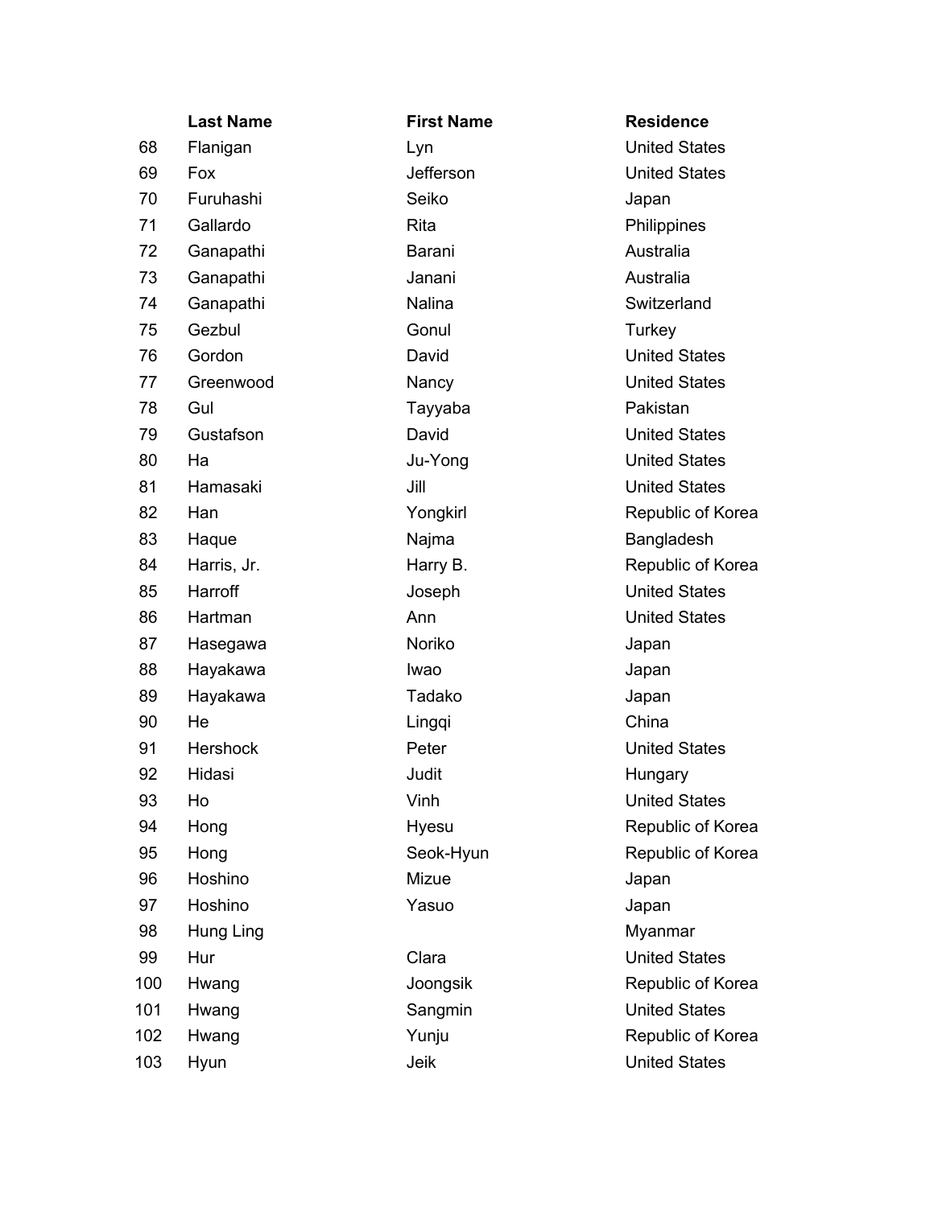| | Last Name | First Name | Residence |
|---|---|---|---|
| 68 | Flanigan | Lyn | United States |
| 69 | Fox | Jefferson | United States |
| 70 | Furuhashi | Seiko | Japan |
| 71 | Gallardo | Rita | Philippines |
| 72 | Ganapathi | Barani | Australia |
| 73 | Ganapathi | Janani | Australia |
| 74 | Ganapathi | Nalina | Switzerland |
| 75 | Gezbul | Gonul | Turkey |
| 76 | Gordon | David | United States |
| 77 | Greenwood | Nancy | United States |
| 78 | Gul | Tayyaba | Pakistan |
| 79 | Gustafson | David | United States |
| 80 | Ha | Ju-Yong | United States |
| 81 | Hamasaki | Jill | United States |
| 82 | Han | Yongkirl | Republic of Korea |
| 83 | Haque | Najma | Bangladesh |
| 84 | Harris, Jr. | Harry B. | Republic of Korea |
| 85 | Harroff | Joseph | United States |
| 86 | Hartman | Ann | United States |
| 87 | Hasegawa | Noriko | Japan |
| 88 | Hayakawa | Iwao | Japan |
| 89 | Hayakawa | Tadako | Japan |
| 90 | He | Lingqi | China |
| 91 | Hershock | Peter | United States |
| 92 | Hidasi | Judit | Hungary |
| 93 | Ho | Vinh | United States |
| 94 | Hong | Hyesu | Republic of Korea |
| 95 | Hong | Seok-Hyun | Republic of Korea |
| 96 | Hoshino | Mizue | Japan |
| 97 | Hoshino | Yasuo | Japan |
| 98 | Hung Ling | | Myanmar |
| 99 | Hur | Clara | United States |
| 100 | Hwang | Joongsik | Republic of Korea |
| 101 | Hwang | Sangmin | United States |
| 102 | Hwang | Yunju | Republic of Korea |
| 103 | Hyun | Jeik | United States |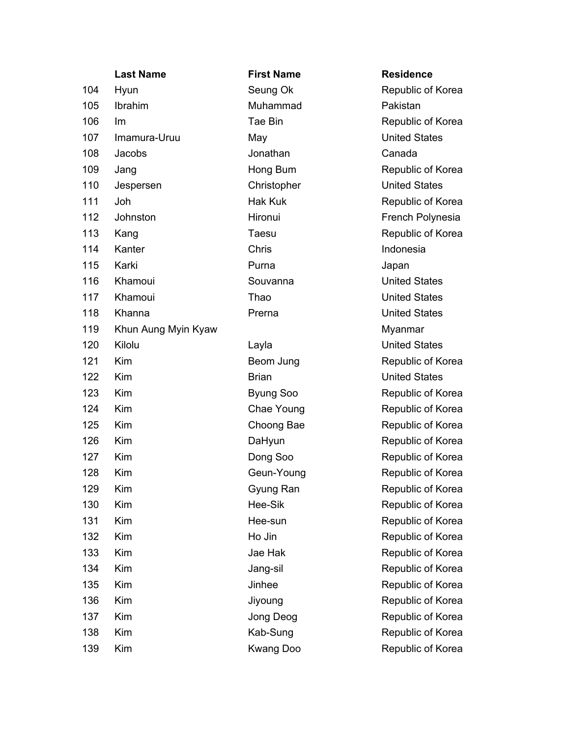| | Last Name | First Name | Residence |
|---|---|---|---|
| 104 | Hyun | Seung Ok | Republic of Korea |
| 105 | Ibrahim | Muhammad | Pakistan |
| 106 | Im | Tae Bin | Republic of Korea |
| 107 | Imamura-Uruu | May | United States |
| 108 | Jacobs | Jonathan | Canada |
| 109 | Jang | Hong Bum | Republic of Korea |
| 110 | Jespersen | Christopher | United States |
| 111 | Joh | Hak Kuk | Republic of Korea |
| 112 | Johnston | Hironui | French Polynesia |
| 113 | Kang | Taesu | Republic of Korea |
| 114 | Kanter | Chris | Indonesia |
| 115 | Karki | Purna | Japan |
| 116 | Khamoui | Souvanna | United States |
| 117 | Khamoui | Thao | United States |
| 118 | Khanna | Prerna | United States |
| 119 | Khun Aung Myin Kyaw | | Myanmar |
| 120 | Kilolu | Layla | United States |
| 121 | Kim | Beom Jung | Republic of Korea |
| 122 | Kim | Brian | United States |
| 123 | Kim | Byung Soo | Republic of Korea |
| 124 | Kim | Chae Young | Republic of Korea |
| 125 | Kim | Choong Bae | Republic of Korea |
| 126 | Kim | DaHyun | Republic of Korea |
| 127 | Kim | Dong Soo | Republic of Korea |
| 128 | Kim | Geun-Young | Republic of Korea |
| 129 | Kim | Gyung Ran | Republic of Korea |
| 130 | Kim | Hee-Sik | Republic of Korea |
| 131 | Kim | Hee-sun | Republic of Korea |
| 132 | Kim | Ho Jin | Republic of Korea |
| 133 | Kim | Jae Hak | Republic of Korea |
| 134 | Kim | Jang-sil | Republic of Korea |
| 135 | Kim | Jinhee | Republic of Korea |
| 136 | Kim | Jiyoung | Republic of Korea |
| 137 | Kim | Jong Deog | Republic of Korea |
| 138 | Kim | Kab-Sung | Republic of Korea |
| 139 | Kim | Kwang Doo | Republic of Korea |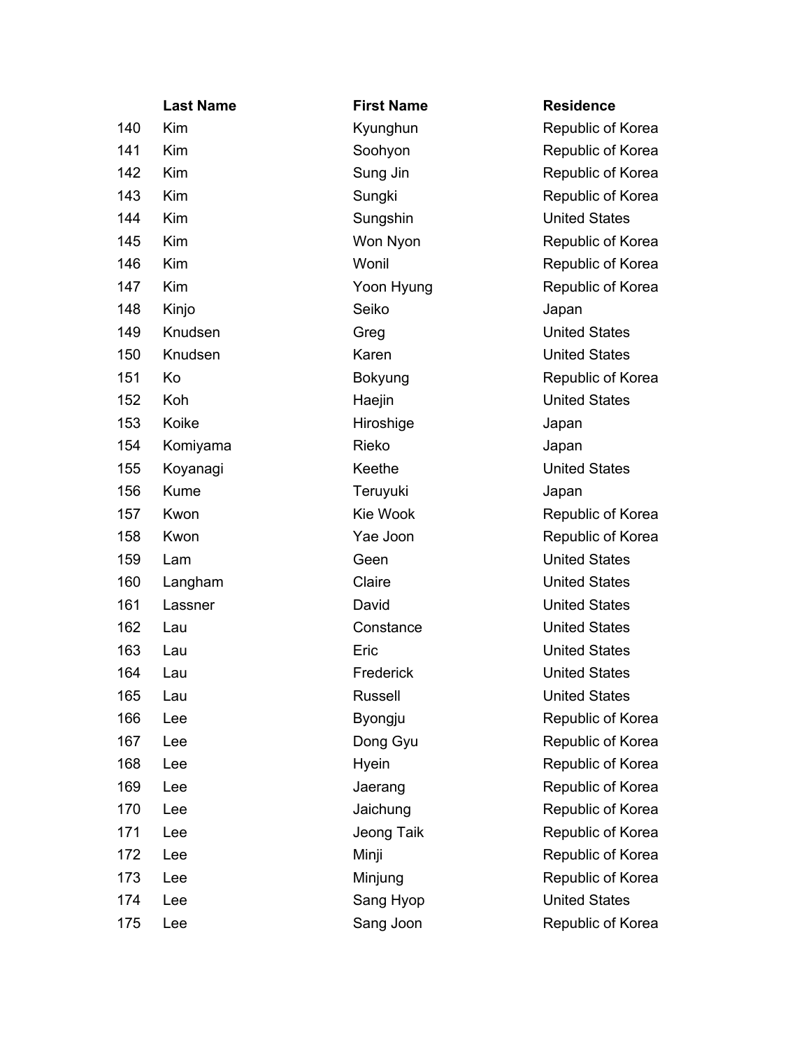| | Last Name | First Name | Residence |
|---|---|---|---|
| 140 | Kim | Kyunghun | Republic of Korea |
| 141 | Kim | Soohyon | Republic of Korea |
| 142 | Kim | Sung Jin | Republic of Korea |
| 143 | Kim | Sungki | Republic of Korea |
| 144 | Kim | Sungshin | United States |
| 145 | Kim | Won Nyon | Republic of Korea |
| 146 | Kim | Wonil | Republic of Korea |
| 147 | Kim | Yoon Hyung | Republic of Korea |
| 148 | Kinjo | Seiko | Japan |
| 149 | Knudsen | Greg | United States |
| 150 | Knudsen | Karen | United States |
| 151 | Ko | Bokyung | Republic of Korea |
| 152 | Koh | Haejin | United States |
| 153 | Koike | Hiroshige | Japan |
| 154 | Komiyama | Rieko | Japan |
| 155 | Koyanagi | Keethe | United States |
| 156 | Kume | Teruyuki | Japan |
| 157 | Kwon | Kie Wook | Republic of Korea |
| 158 | Kwon | Yae Joon | Republic of Korea |
| 159 | Lam | Geen | United States |
| 160 | Langham | Claire | United States |
| 161 | Lassner | David | United States |
| 162 | Lau | Constance | United States |
| 163 | Lau | Eric | United States |
| 164 | Lau | Frederick | United States |
| 165 | Lau | Russell | United States |
| 166 | Lee | Byongju | Republic of Korea |
| 167 | Lee | Dong Gyu | Republic of Korea |
| 168 | Lee | Hyein | Republic of Korea |
| 169 | Lee | Jaerang | Republic of Korea |
| 170 | Lee | Jaichung | Republic of Korea |
| 171 | Lee | Jeong Taik | Republic of Korea |
| 172 | Lee | Minji | Republic of Korea |
| 173 | Lee | Minjung | Republic of Korea |
| 174 | Lee | Sang Hyop | United States |
| 175 | Lee | Sang Joon | Republic of Korea |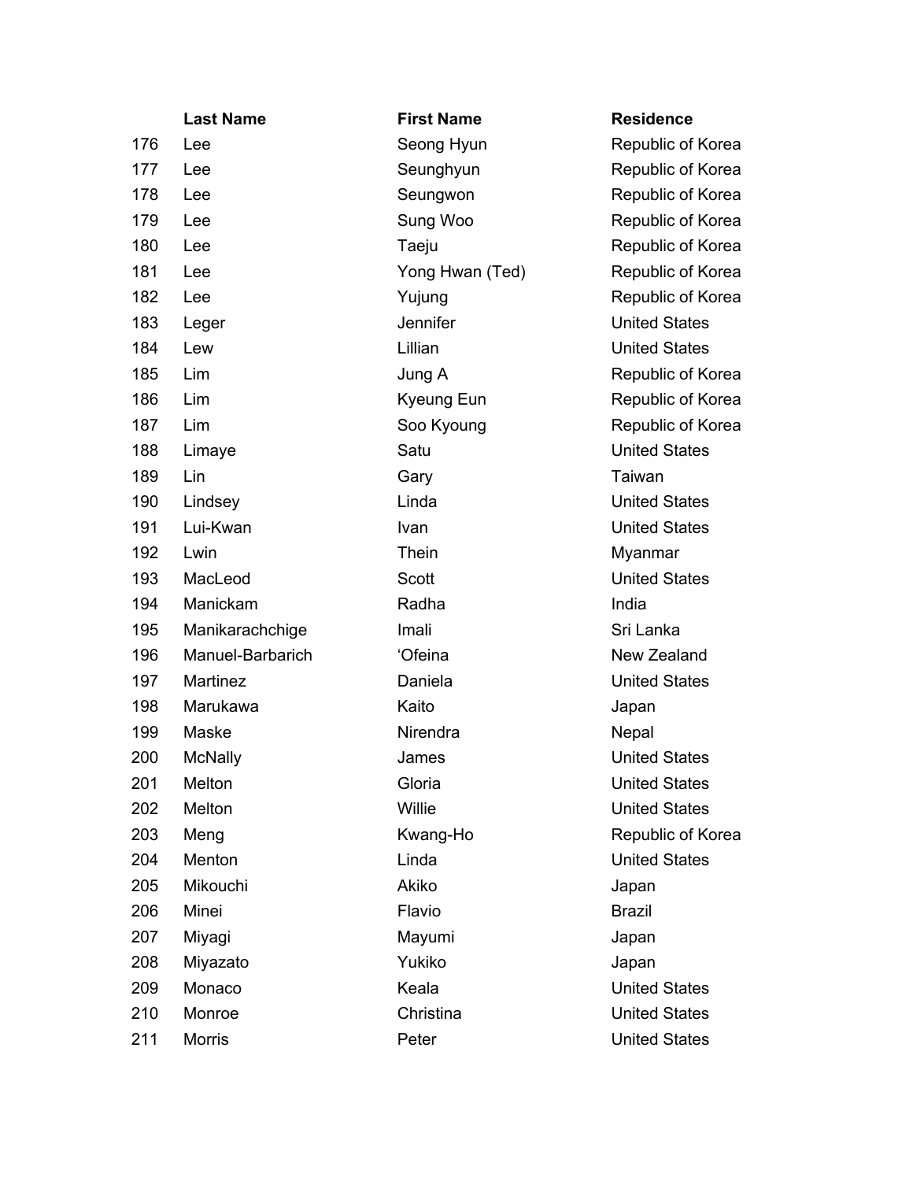| | Last Name | First Name | Residence |
|---|---|---|---|
| 176 | Lee | Seong Hyun | Republic of Korea |
| 177 | Lee | Seunghyun | Republic of Korea |
| 178 | Lee | Seungwon | Republic of Korea |
| 179 | Lee | Sung Woo | Republic of Korea |
| 180 | Lee | Taeju | Republic of Korea |
| 181 | Lee | Yong Hwan (Ted) | Republic of Korea |
| 182 | Lee | Yujung | Republic of Korea |
| 183 | Leger | Jennifer | United States |
| 184 | Lew | Lillian | United States |
| 185 | Lim | Jung A | Republic of Korea |
| 186 | Lim | Kyeung Eun | Republic of Korea |
| 187 | Lim | Soo Kyoung | Republic of Korea |
| 188 | Limaye | Satu | United States |
| 189 | Lin | Gary | Taiwan |
| 190 | Lindsey | Linda | United States |
| 191 | Lui-Kwan | Ivan | United States |
| 192 | Lwin | Thein | Myanmar |
| 193 | MacLeod | Scott | United States |
| 194 | Manickam | Radha | India |
| 195 | Manikarachchige | Imali | Sri Lanka |
| 196 | Manuel-Barbarich | ‘Ofeina | New Zealand |
| 197 | Martinez | Daniela | United States |
| 198 | Marukawa | Kaito | Japan |
| 199 | Maske | Nirendra | Nepal |
| 200 | McNally | James | United States |
| 201 | Melton | Gloria | United States |
| 202 | Melton | Willie | United States |
| 203 | Meng | Kwang-Ho | Republic of Korea |
| 204 | Menton | Linda | United States |
| 205 | Mikouchi | Akiko | Japan |
| 206 | Minei | Flavio | Brazil |
| 207 | Miyagi | Mayumi | Japan |
| 208 | Miyazato | Yukiko | Japan |
| 209 | Monaco | Keala | United States |
| 210 | Monroe | Christina | United States |
| 211 | Morris | Peter | United States |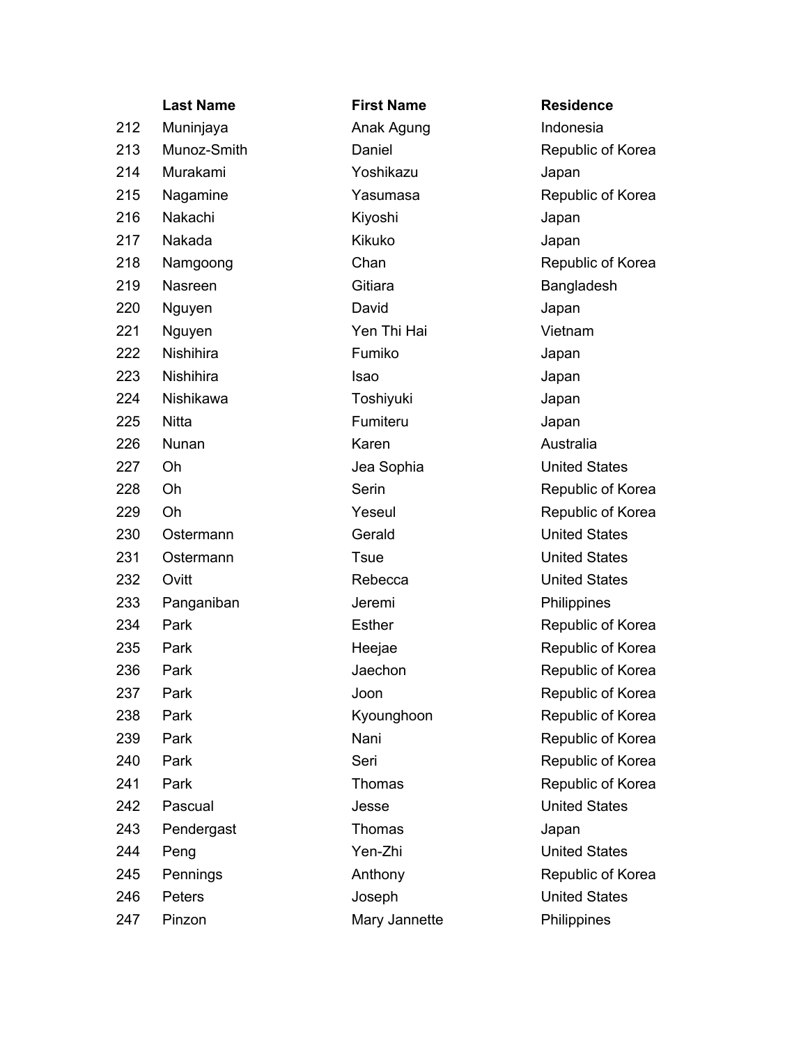| | Last Name | First Name | Residence |
|---|---|---|---|
| 212 | Muninjaya | Anak Agung | Indonesia |
| 213 | Munoz-Smith | Daniel | Republic of Korea |
| 214 | Murakami | Yoshikazu | Japan |
| 215 | Nagamine | Yasumasa | Republic of Korea |
| 216 | Nakachi | Kiyoshi | Japan |
| 217 | Nakada | Kikuko | Japan |
| 218 | Namgoong | Chan | Republic of Korea |
| 219 | Nasreen | Gitiara | Bangladesh |
| 220 | Nguyen | David | Japan |
| 221 | Nguyen | Yen Thi Hai | Vietnam |
| 222 | Nishihira | Fumiko | Japan |
| 223 | Nishihira | Isao | Japan |
| 224 | Nishikawa | Toshiyuki | Japan |
| 225 | Nitta | Fumiteru | Japan |
| 226 | Nunan | Karen | Australia |
| 227 | Oh | Jea Sophia | United States |
| 228 | Oh | Serin | Republic of Korea |
| 229 | Oh | Yeseul | Republic of Korea |
| 230 | Ostermann | Gerald | United States |
| 231 | Ostermann | Tsue | United States |
| 232 | Ovitt | Rebecca | United States |
| 233 | Panganiban | Jeremi | Philippines |
| 234 | Park | Esther | Republic of Korea |
| 235 | Park | Heejae | Republic of Korea |
| 236 | Park | Jaechon | Republic of Korea |
| 237 | Park | Joon | Republic of Korea |
| 238 | Park | Kyounghoon | Republic of Korea |
| 239 | Park | Nani | Republic of Korea |
| 240 | Park | Seri | Republic of Korea |
| 241 | Park | Thomas | Republic of Korea |
| 242 | Pascual | Jesse | United States |
| 243 | Pendergast | Thomas | Japan |
| 244 | Peng | Yen-Zhi | United States |
| 245 | Pennings | Anthony | Republic of Korea |
| 246 | Peters | Joseph | United States |
| 247 | Pinzon | Mary Jannette | Philippines |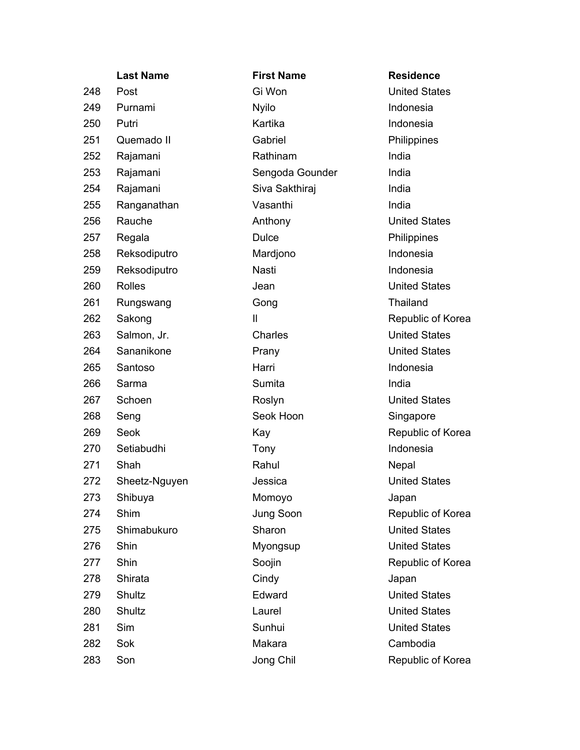| | Last Name | First Name | Residence |
|---|---|---|---|
| 248 | Post | Gi Won | United States |
| 249 | Purnami | Nyilo | Indonesia |
| 250 | Putri | Kartika | Indonesia |
| 251 | Quemado II | Gabriel | Philippines |
| 252 | Rajamani | Rathinam | India |
| 253 | Rajamani | Sengoda Gounder | India |
| 254 | Rajamani | Siva Sakthiraj | India |
| 255 | Ranganathan | Vasanthi | India |
| 256 | Rauche | Anthony | United States |
| 257 | Regala | Dulce | Philippines |
| 258 | Reksodiputro | Mardjono | Indonesia |
| 259 | Reksodiputro | Nasti | Indonesia |
| 260 | Rolles | Jean | United States |
| 261 | Rungswang | Gong | Thailand |
| 262 | Sakong | Il | Republic of Korea |
| 263 | Salmon, Jr. | Charles | United States |
| 264 | Sananikone | Prany | United States |
| 265 | Santoso | Harri | Indonesia |
| 266 | Sarma | Sumita | India |
| 267 | Schoen | Roslyn | United States |
| 268 | Seng | Seok Hoon | Singapore |
| 269 | Seok | Kay | Republic of Korea |
| 270 | Setiabudhi | Tony | Indonesia |
| 271 | Shah | Rahul | Nepal |
| 272 | Sheetz-Nguyen | Jessica | United States |
| 273 | Shibuya | Momoyo | Japan |
| 274 | Shim | Jung Soon | Republic of Korea |
| 275 | Shimabukuro | Sharon | United States |
| 276 | Shin | Myongsup | United States |
| 277 | Shin | Soojin | Republic of Korea |
| 278 | Shirata | Cindy | Japan |
| 279 | Shultz | Edward | United States |
| 280 | Shultz | Laurel | United States |
| 281 | Sim | Sunhui | United States |
| 282 | Sok | Makara | Cambodia |
| 283 | Son | Jong Chil | Republic of Korea |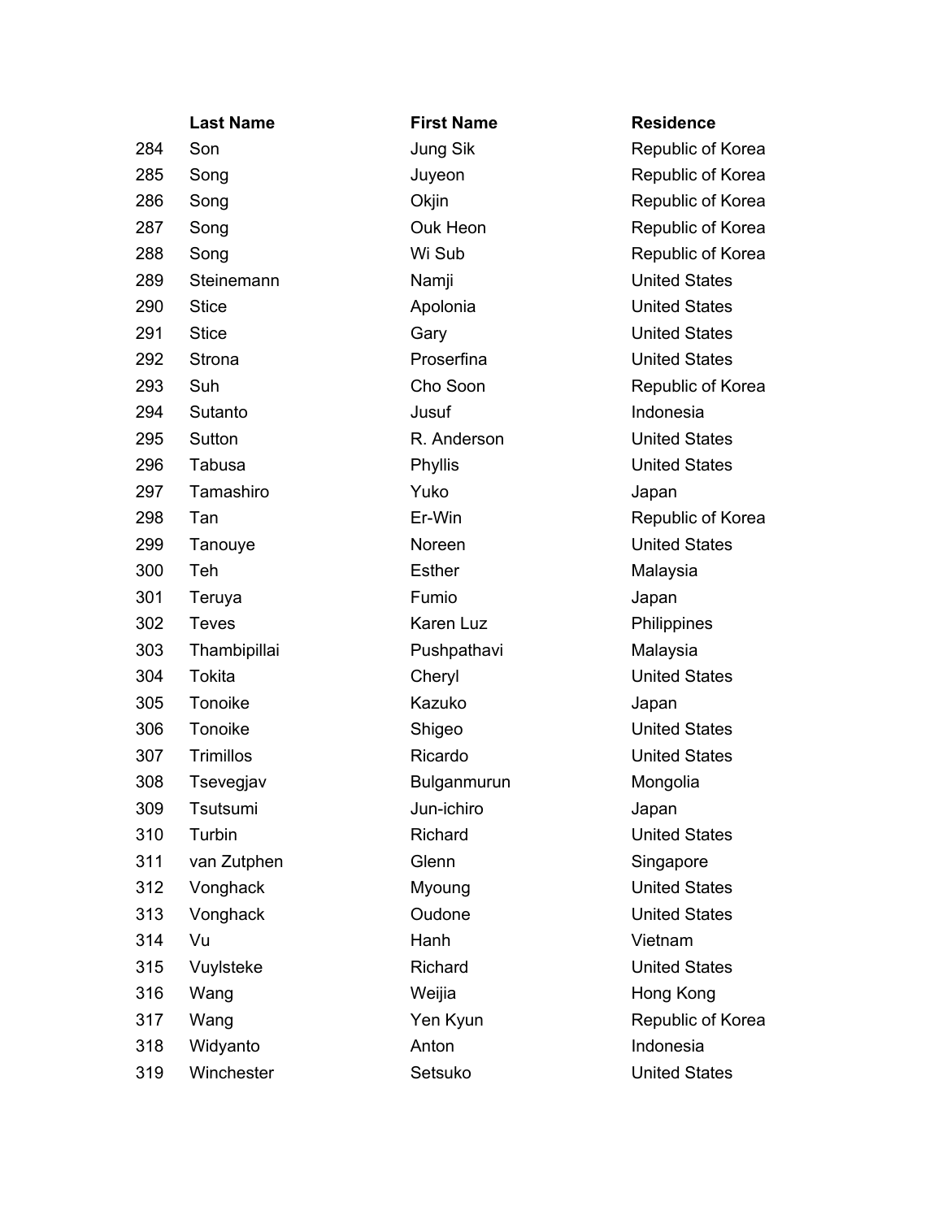| | Last Name | First Name | Residence |
|---|---|---|---|
| 284 | Son | Jung Sik | Republic of Korea |
| 285 | Song | Juyeon | Republic of Korea |
| 286 | Song | Okjin | Republic of Korea |
| 287 | Song | Ouk Heon | Republic of Korea |
| 288 | Song | Wi Sub | Republic of Korea |
| 289 | Steinemann | Namji | United States |
| 290 | Stice | Apolonia | United States |
| 291 | Stice | Gary | United States |
| 292 | Strona | Proserfina | United States |
| 293 | Suh | Cho Soon | Republic of Korea |
| 294 | Sutanto | Jusuf | Indonesia |
| 295 | Sutton | R. Anderson | United States |
| 296 | Tabusa | Phyllis | United States |
| 297 | Tamashiro | Yuko | Japan |
| 298 | Tan | Er-Win | Republic of Korea |
| 299 | Tanouye | Noreen | United States |
| 300 | Teh | Esther | Malaysia |
| 301 | Teruya | Fumio | Japan |
| 302 | Teves | Karen Luz | Philippines |
| 303 | Thambipillai | Pushpathavi | Malaysia |
| 304 | Tokita | Cheryl | United States |
| 305 | Tonoike | Kazuko | Japan |
| 306 | Tonoike | Shigeo | United States |
| 307 | Trimillos | Ricardo | United States |
| 308 | Tsevegjav | Bulganmurun | Mongolia |
| 309 | Tsutsumi | Jun-ichiro | Japan |
| 310 | Turbin | Richard | United States |
| 311 | van Zutphen | Glenn | Singapore |
| 312 | Vonghack | Myoung | United States |
| 313 | Vonghack | Oudone | United States |
| 314 | Vu | Hanh | Vietnam |
| 315 | Vuylsteke | Richard | United States |
| 316 | Wang | Weijia | Hong Kong |
| 317 | Wang | Yen Kyun | Republic of Korea |
| 318 | Widyanto | Anton | Indonesia |
| 319 | Winchester | Setsuko | United States |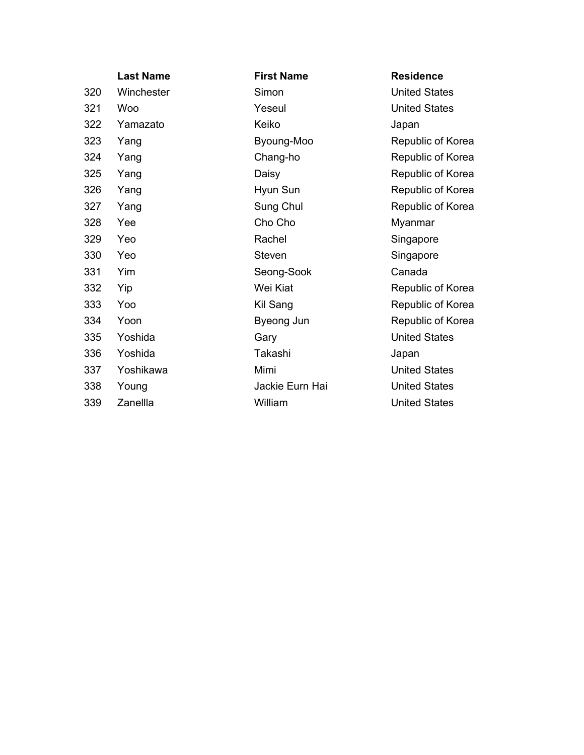| | Last Name | First Name | Residence |
|---|---|---|---|
| 320 | Winchester | Simon | United States |
| 321 | Woo | Yeseul | United States |
| 322 | Yamazato | Keiko | Japan |
| 323 | Yang | Byoung-Moo | Republic of Korea |
| 324 | Yang | Chang-ho | Republic of Korea |
| 325 | Yang | Daisy | Republic of Korea |
| 326 | Yang | Hyun Sun | Republic of Korea |
| 327 | Yang | Sung Chul | Republic of Korea |
| 328 | Yee | Cho Cho | Myanmar |
| 329 | Yeo | Rachel | Singapore |
| 330 | Yeo | Steven | Singapore |
| 331 | Yim | Seong-Sook | Canada |
| 332 | Yip | Wei Kiat | Republic of Korea |
| 333 | Yoo | Kil Sang | Republic of Korea |
| 334 | Yoon | Byeong Jun | Republic of Korea |
| 335 | Yoshida | Gary | United States |
| 336 | Yoshida | Takashi | Japan |
| 337 | Yoshikawa | Mimi | United States |
| 338 | Young | Jackie Eurn Hai | United States |
| 339 | Zanellla | William | United States |